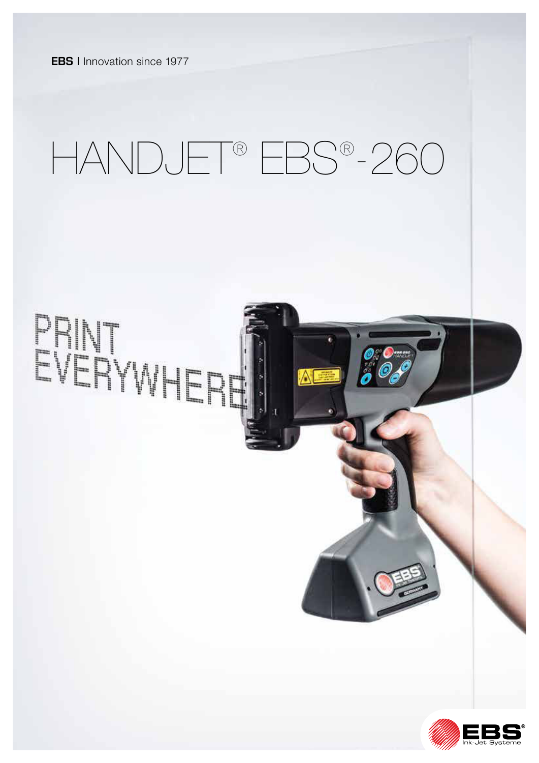**EBS** I Innovation since 1977

# HANDJET® EBS®-260

PRINT
EVERYWHERE

EBS®
Ink-Jet Systeme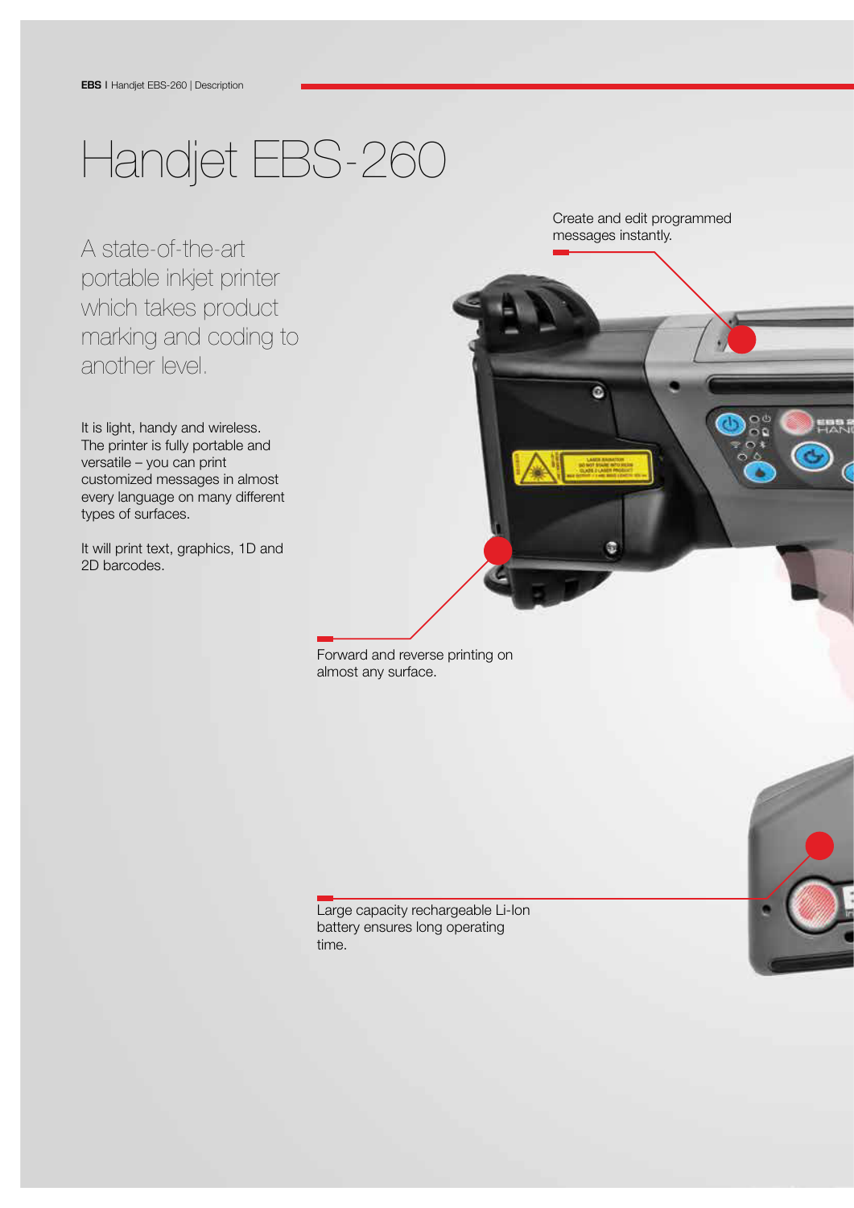# Handjet EBS-260

A state-of-the-art portable inkjet printer which takes product marking and coding to another level.

It is light, handy and wireless. The printer is fully portable and versatile – you can print customized messages in almost every language on many different types of surfaces.

It will print text, graphics, 1D and 2D barcodes.

Create and edit programmed messages instantly.

Forward and reverse printing on almost any surface.

Large capacity rechargeable Li-Ion battery ensures long operating time.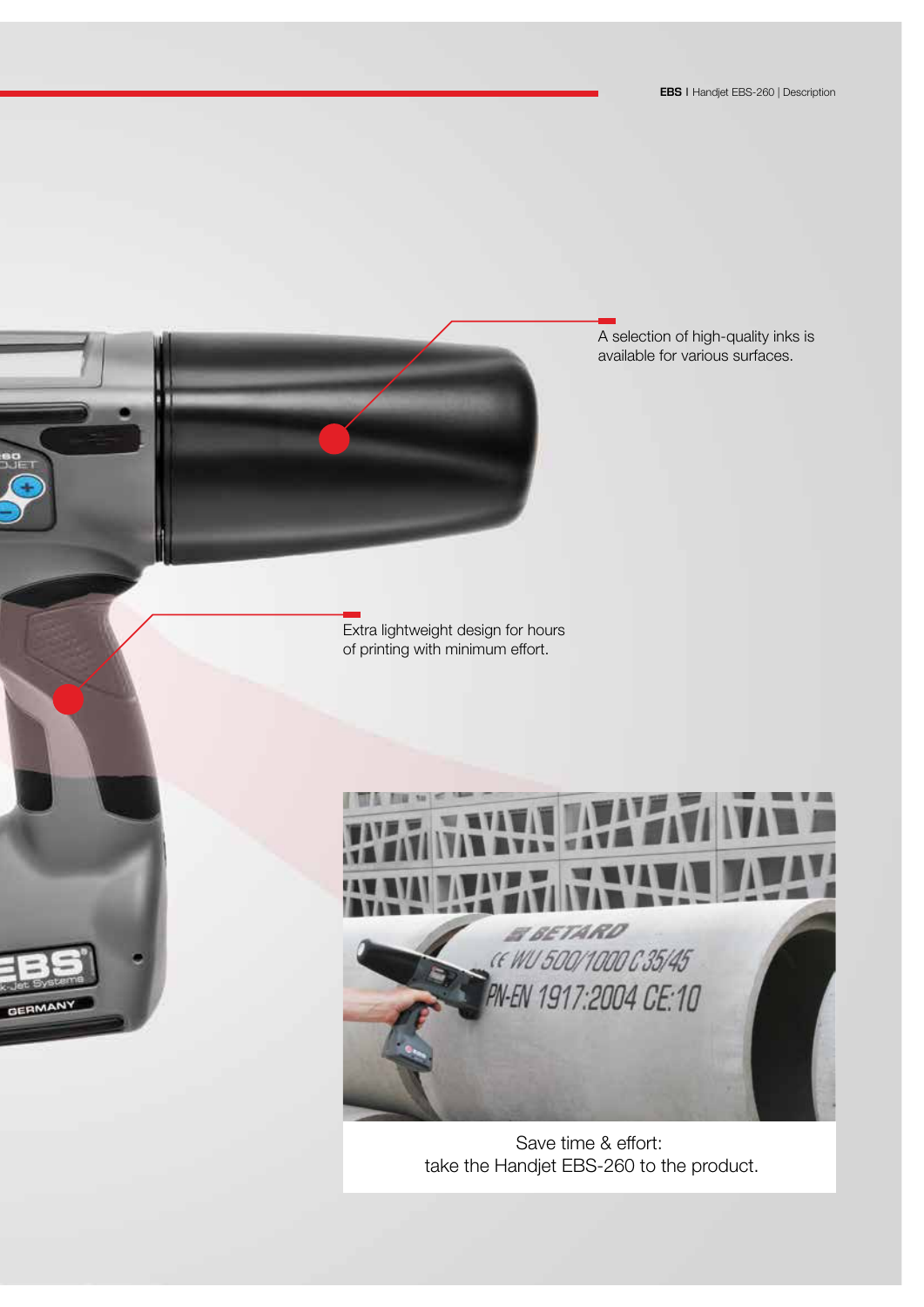A selection of high-quality inks is available for various surfaces.

Extra lightweight design for hours of printing with minimum effort.

Save time & effort:
take the Handjet EBS-260 to the product.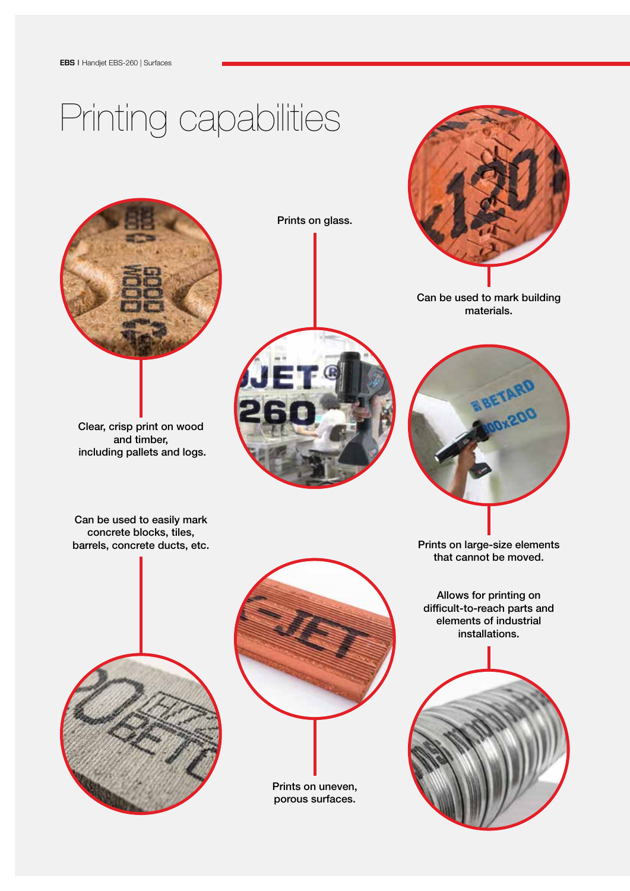# Printing capabilities

Prints on glass.

Can be used to mark building materials.

Clear, crisp print on wood and timber, including pallets and logs.

Can be used to easily mark concrete blocks, tiles, barrels, concrete ducts, etc.

Prints on large-size elements that cannot be moved.

Allows for printing on difficult-to-reach parts and elements of industrial installations.

Prints on uneven, porous surfaces.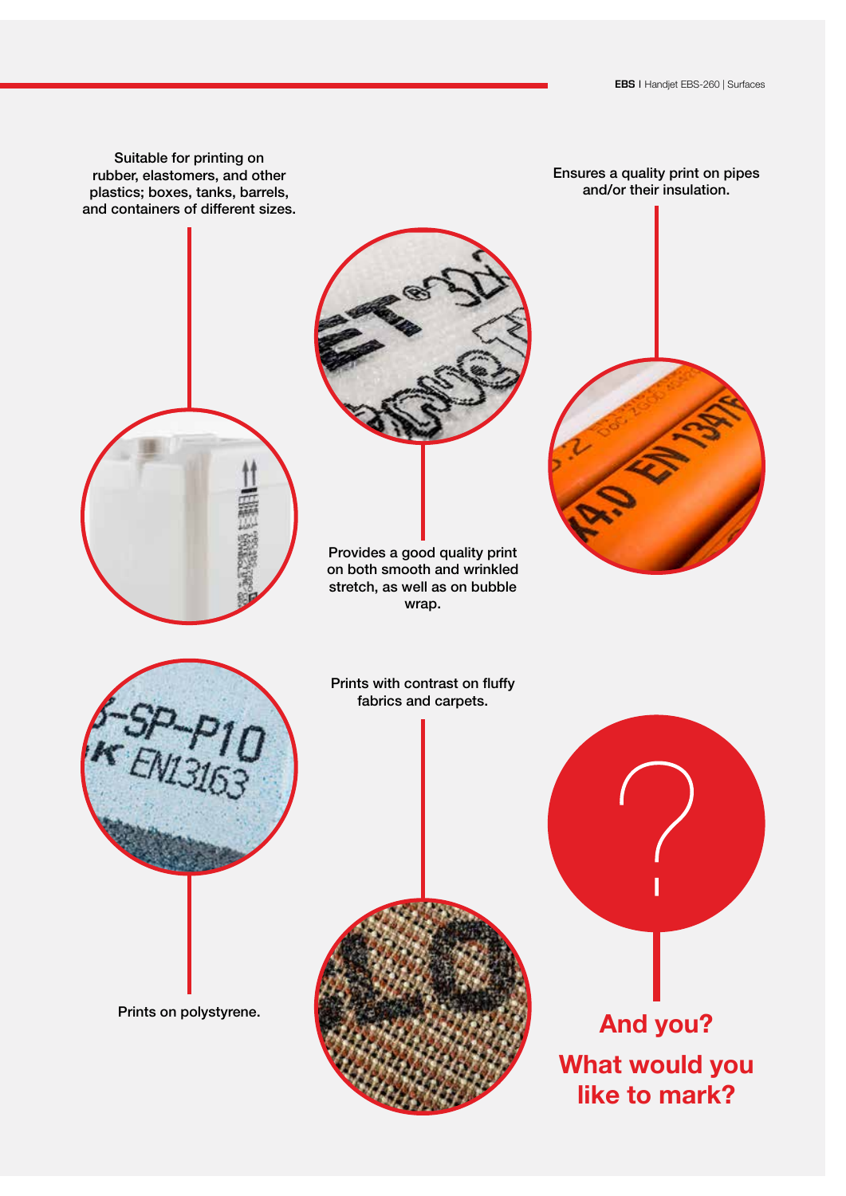Suitable for printing on rubber, elastomers, and other plastics; boxes, tanks, barrels, and containers of different sizes.

Ensures a quality print on pipes and/or their insulation.

Provides a good quality print on both smooth and wrinkled stretch, as well as on bubble wrap.

Prints with contrast on fluffy fabrics and carpets.

Prints on polystyrene.

## And you?

## What would you like to mark?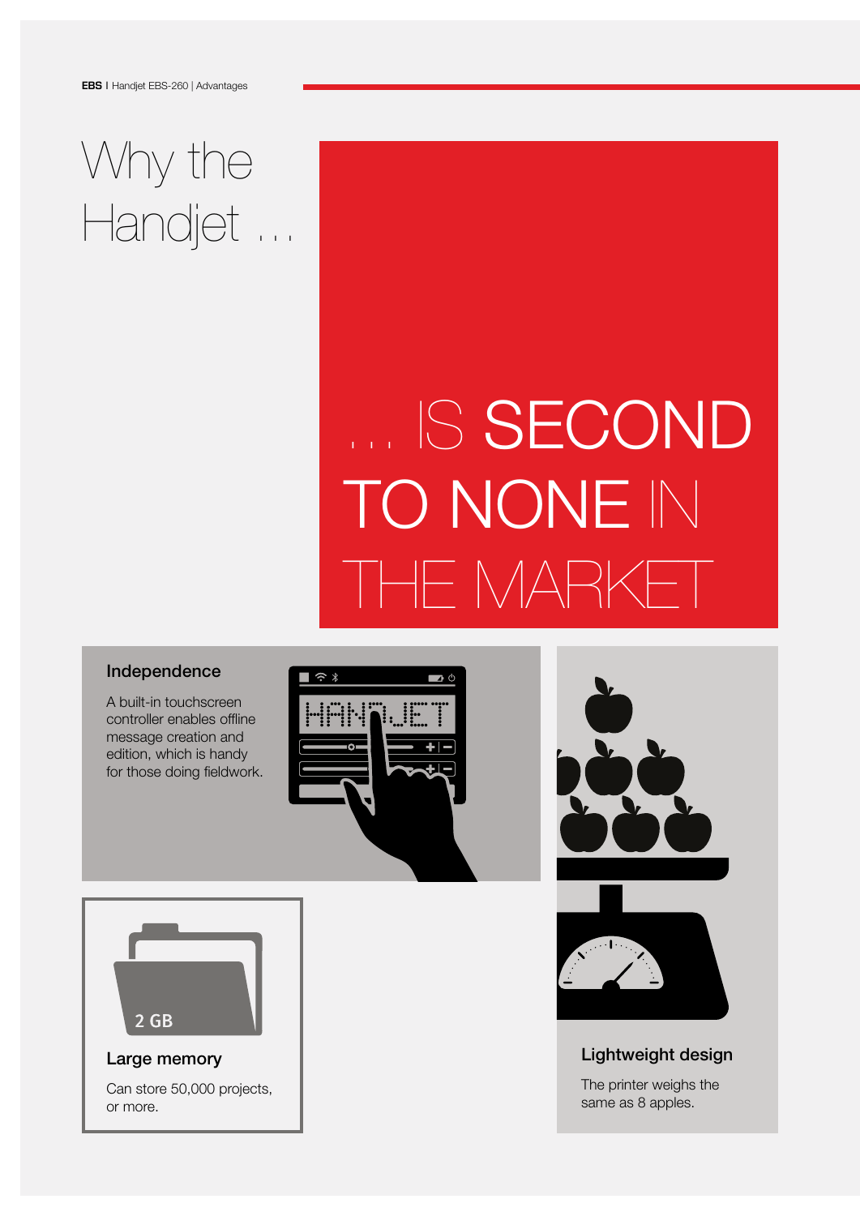# Why the Handjet ...

## ... IS SECOND TO NONE IN THE MARKET

### Independence

A built-in touchscreen controller enables offline message creation and edition, which is handy for those doing fieldwork.

### Large memory

Can store 50,000 projects, or more.

### Lightweight design

The printer weighs the same as 8 apples.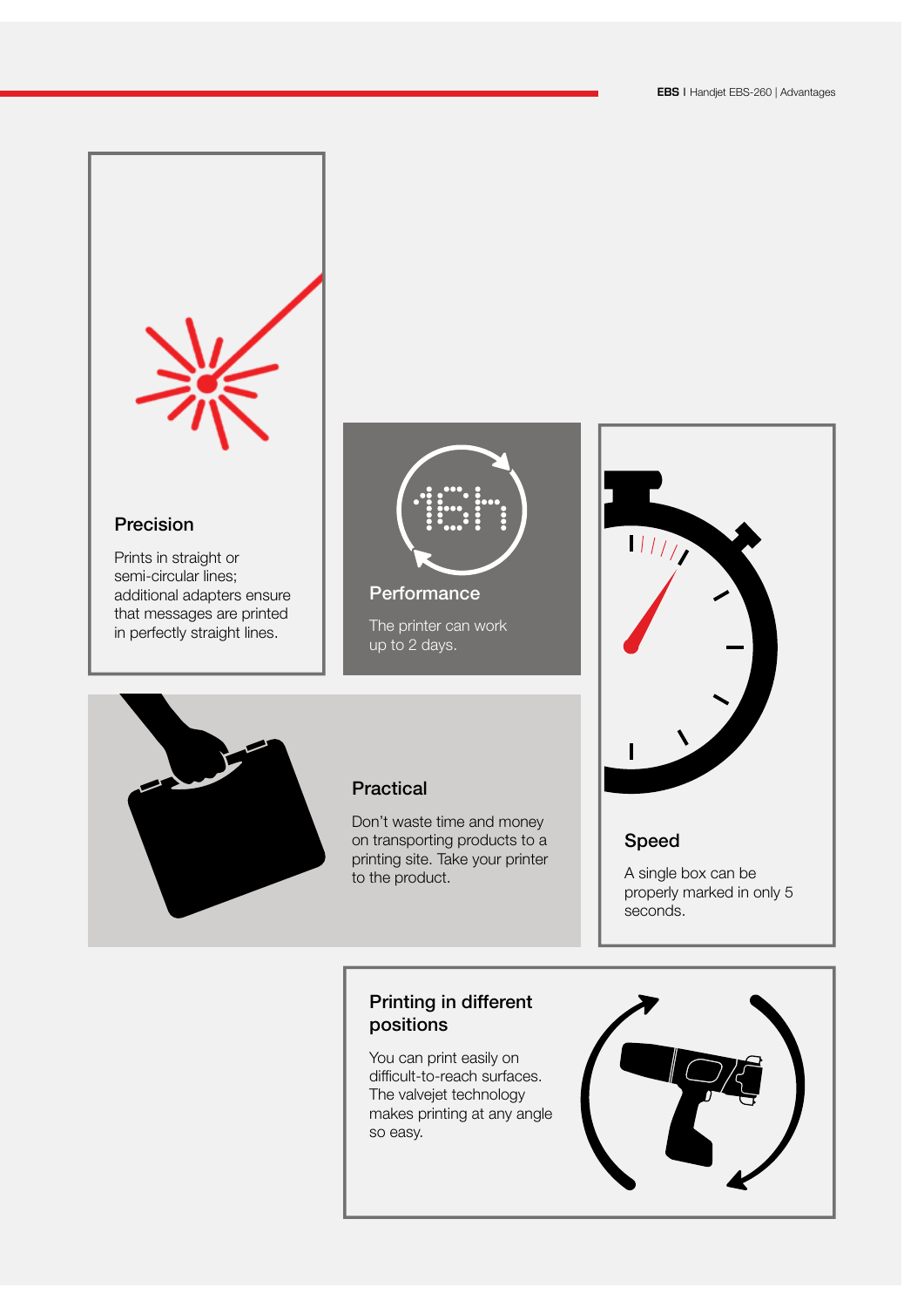## Precision

Prints in straight or semi-circular lines; additional adapters ensure that messages are printed in perfectly straight lines.

## Performance

The printer can work up to 2 days.

## Speed

A single box can be properly marked in only 5 seconds.

## Practical

Don't waste time and money on transporting products to a printing site. Take your printer to the product.

## Printing in different positions

You can print easily on difficult-to-reach surfaces. The valvejet technology makes printing at any angle so easy.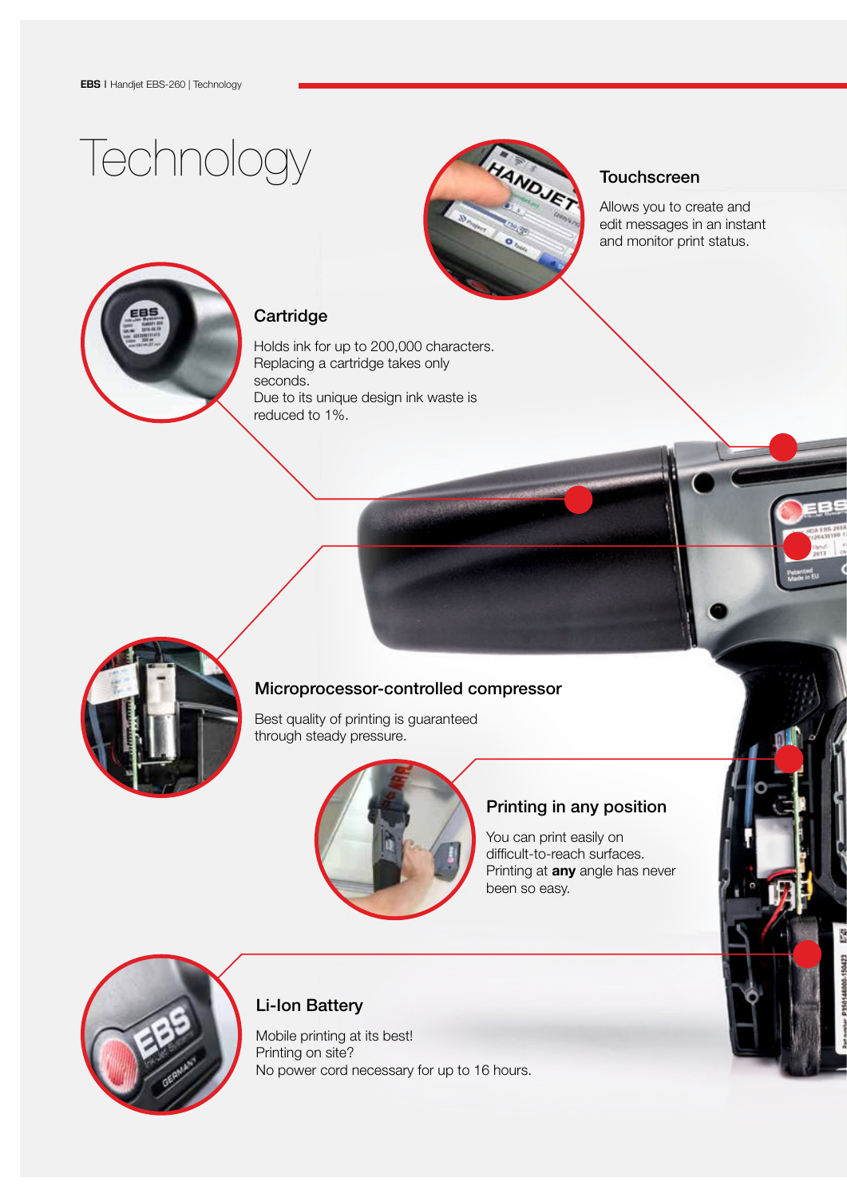# Technology

## Touchscreen

Allows you to create and edit messages in an instant and monitor print status.

## Cartridge

Holds ink for up to 200,000 characters. Replacing a cartridge takes only seconds.
Due to its unique design ink waste is reduced to 1%.

## Microprocessor-controlled compressor

Best quality of printing is guaranteed through steady pressure.

## Printing in any position

You can print easily on difficult-to-reach surfaces. Printing at **any** angle has never been so easy.

## Li-Ion Battery

Mobile printing at its best!
Printing on site?
No power cord necessary for up to 16 hours.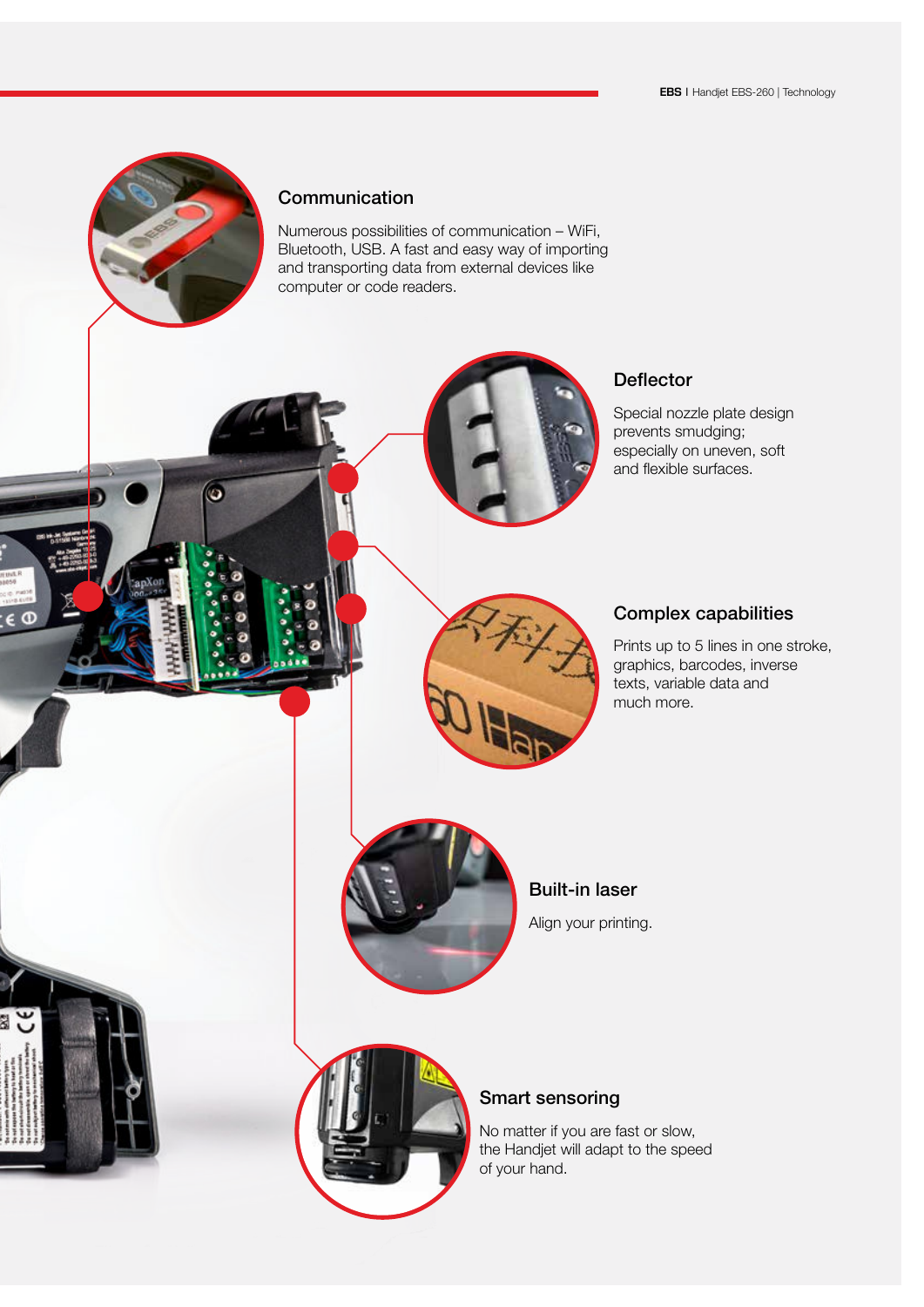## Communication

Numerous possibilities of communication – WiFi, Bluetooth, USB. A fast and easy way of importing and transporting data from external devices like computer or code readers.

## Deflector

Special nozzle plate design prevents smudging; especially on uneven, soft and flexible surfaces.

## Complex capabilities

Prints up to 5 lines in one stroke, graphics, barcodes, inverse texts, variable data and much more.

## Built-in laser

Align your printing.

## Smart sensoring

No matter if you are fast or slow, the Handjet will adapt to the speed of your hand.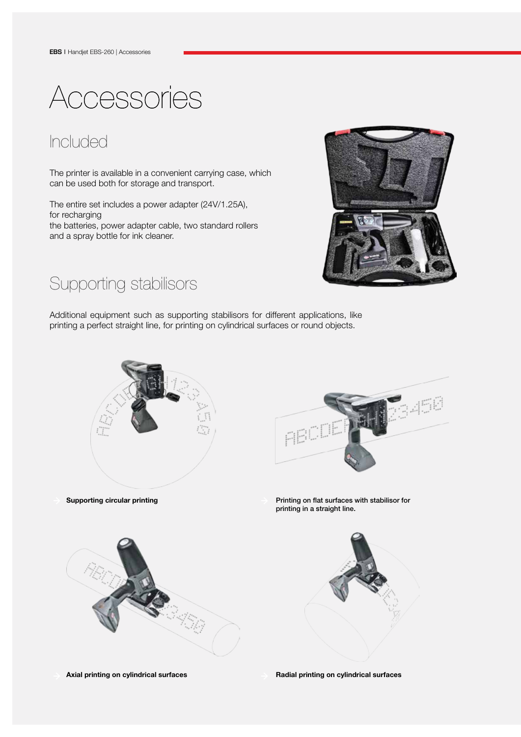# Accessories

## Included

The printer is available in a convenient carrying case, which can be used both for storage and transport.

The entire set includes a power adapter (24V/1.25A), for recharging the batteries, power adapter cable, two standard rollers and a spray bottle for ink cleaner.

## Supporting stabilisors

Additional equipment such as supporting stabilisors for different applications, like printing a perfect straight line, for printing on cylindrical surfaces or round objects.

**Supporting circular printing**

**Printing on flat surfaces with stabilisor for printing in a straight line.**

**Axial printing on cylindrical surfaces**

**Radial printing on cylindrical surfaces**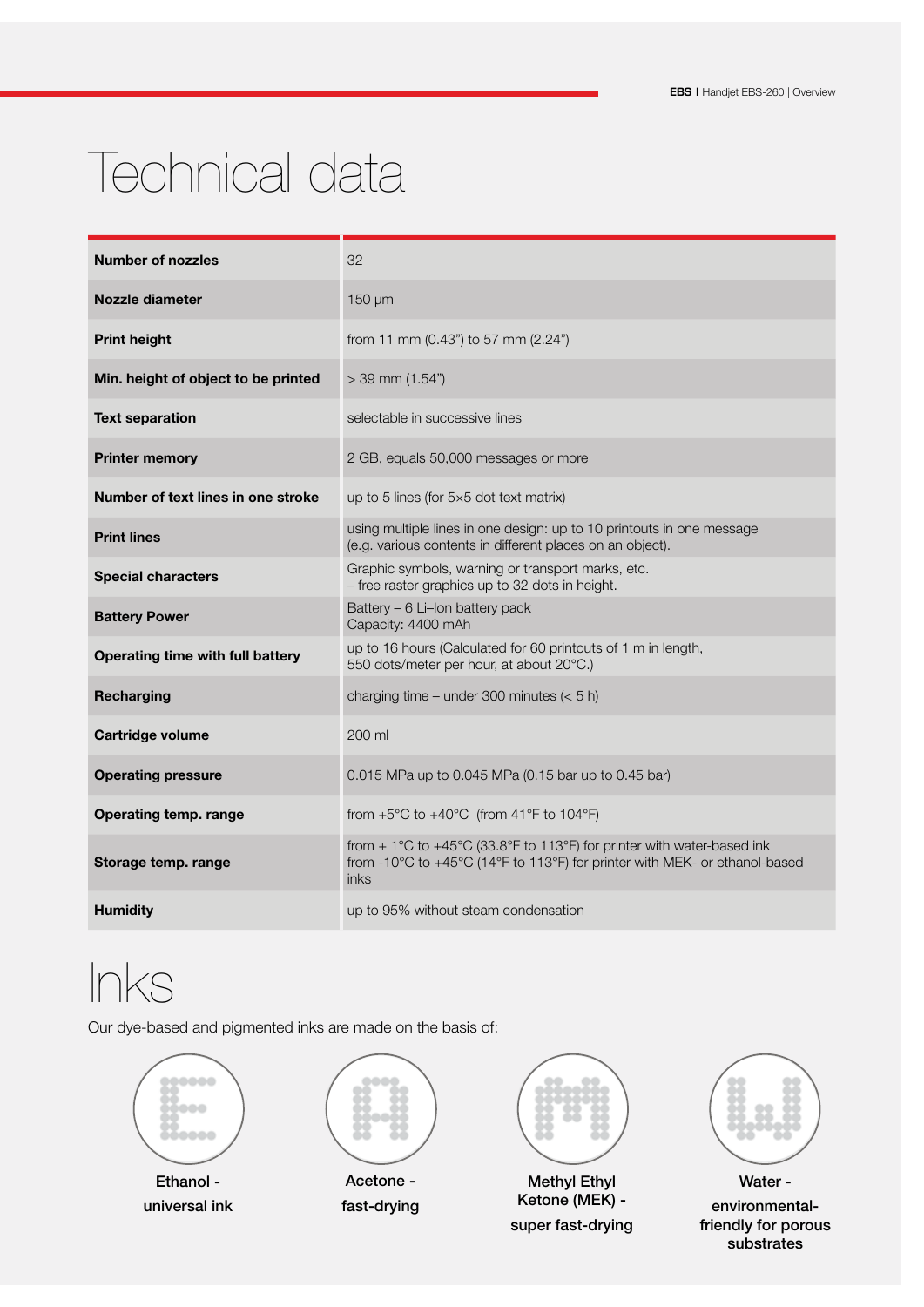# Technical data

| | |
|---|---|
| **Number of nozzles** | 32 |
| **Nozzle diameter** | 150 µm |
| **Print height** | from 11 mm (0.43") to 57 mm (2.24") |
| **Min. height of object to be printed** | > 39 mm (1.54") |
| **Text separation** | selectable in successive lines |
| **Printer memory** | 2 GB, equals 50,000 messages or more |
| **Number of text lines in one stroke** | up to 5 lines (for 5×5 dot text matrix) |
| **Print lines** | using multiple lines in one design: up to 10 printouts in one message (e.g. various contents in different places on an object). |
| **Special characters** | Graphic symbols, warning or transport marks, etc. – free raster graphics up to 32 dots in height. |
| **Battery Power** | Battery – 6 Li–Ion battery pack Capacity: 4400 mAh |
| **Operating time with full battery** | up to 16 hours (Calculated for 60 printouts of 1 m in length, 550 dots/meter per hour, at about 20°C.) |
| **Recharging** | charging time – under 300 minutes (< 5 h) |
| **Cartridge volume** | 200 ml |
| **Operating pressure** | 0.015 MPa up to 0.045 MPa (0.15 bar up to 0.45 bar) |
| **Operating temp. range** | from +5°C to +40°C (from 41°F to 104°F) |
| **Storage temp. range** | from + 1°C to +45°C (33.8°F to 113°F) for printer with water-based ink from -10°C to +45°C (14°F to 113°F) for printer with MEK- or ethanol-based inks |
| **Humidity** | up to 95% without steam condensation |

# Inks

Our dye-based and pigmented inks are made on the basis of:

- Ethanol - universal ink
- Acetone - fast-drying
- Methyl Ethyl Ketone (MEK) - super fast-drying
- Water - environmental-friendly for porous substrates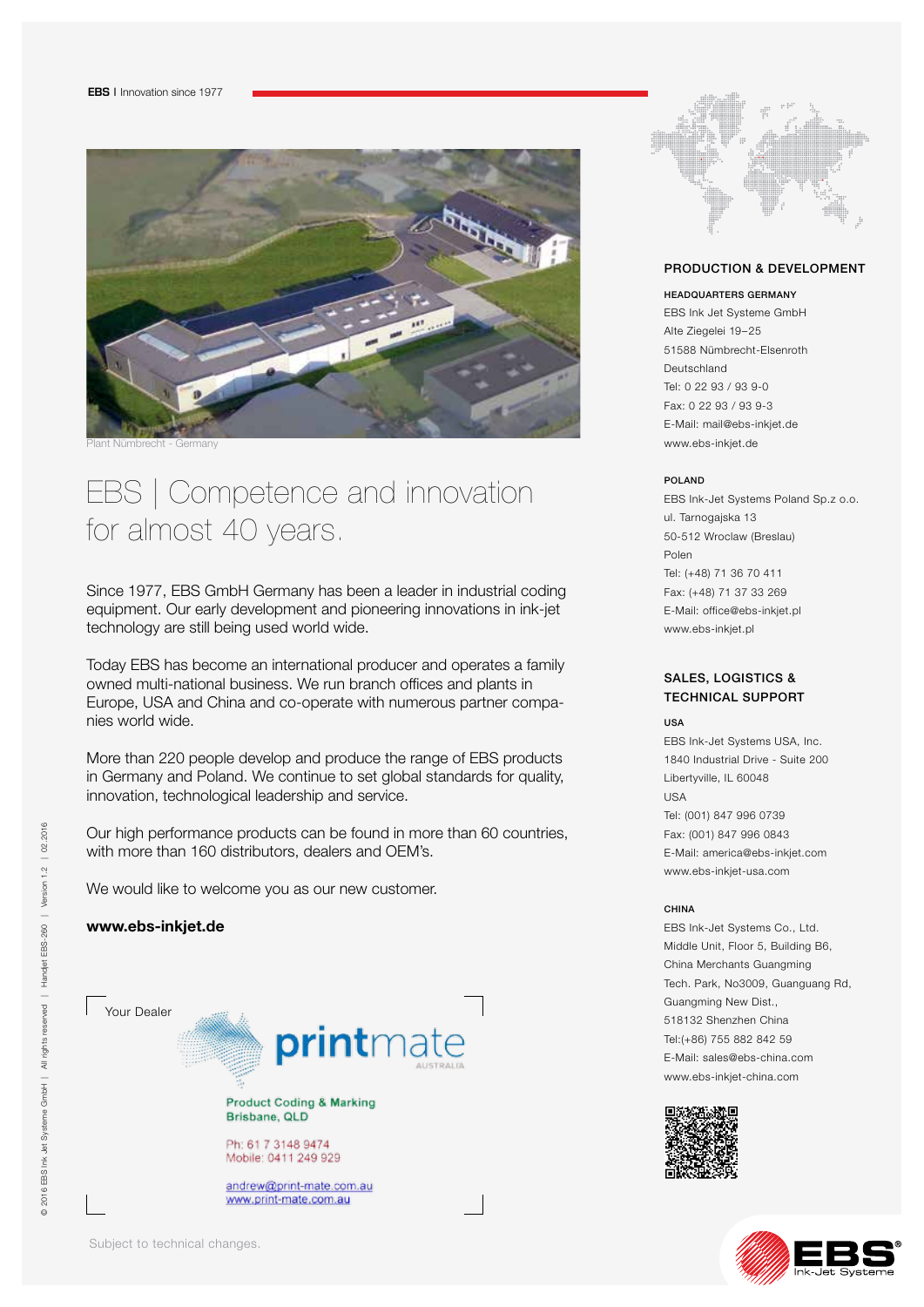EBS I Innovation since 1977

Plant Nümbrecht - Germany

# EBS | Competence and innovation for almost 40 years.

Since 1977, EBS GmbH Germany has been a leader in industrial coding equipment. Our early development and pioneering innovations in ink-jet technology are still being used world wide.

Today EBS has become an international producer and operates a family owned multi-national business. We run branch offices and plants in Europe, USA and China and co-operate with numerous partner companies world wide.

More than 220 people develop and produce the range of EBS products in Germany and Poland. We continue to set global standards for quality, innovation, technological leadership and service.

Our high performance products can be found in more than 60 countries, with more than 160 distributors, dealers and OEM's.

We would like to welcome you as our new customer.

**www.ebs-inkjet.de**

Your Dealer

printmate AUSTRALIA

Product Coding & Marking
Brisbane, QLD

Ph: 61 7 3148 9474
Mobile: 0411 249 929

andrew@print-mate.com.au
www.print-mate.com.au

Subject to technical changes.

## PRODUCTION & DEVELOPMENT

### HEADQUARTERS GERMANY

EBS Ink Jet Systeme GmbH
Alte Ziegelei 19–25
51588 Nümbrecht-Elsenroth
Deutschland
Tel: 0 22 93 / 93 9-0
Fax: 0 22 93 / 93 9-3
E-Mail: mail@ebs-inkjet.de
www.ebs-inkjet.de

### POLAND

EBS Ink-Jet Systems Poland Sp.z o.o.
ul. Tarnogajska 13
50-512 Wroclaw (Breslau)
Polen
Tel: (+48) 71 36 70 411
Fax: (+48) 71 37 33 269
E-Mail: office@ebs-inkjet.pl
www.ebs-inkjet.pl

## SALES, LOGISTICS & TECHNICAL SUPPORT

### USA

EBS Ink-Jet Systems USA, Inc.
1840 Industrial Drive - Suite 200
Libertyville, IL 60048
USA
Tel: (001) 847 996 0739
Fax: (001) 847 996 0843
E-Mail: america@ebs-inkjet.com
www.ebs-inkjet-usa.com

### CHINA

EBS Ink-Jet Systems Co., Ltd.
Middle Unit, Floor 5, Building B6,
China Merchants Guangming
Tech. Park, No3009, Guanguang Rd,
Guangming New Dist.,
518132 Shenzhen China
Tel:(+86) 755 882 842 59
E-Mail: sales@ebs-china.com
www.ebs-inkjet-china.com

EBS® Ink-Jet Systeme

© 2016 EBS Ink Jet Systeme GmbH | All rights reserved | Handjet EBS-260 | Version 1.2 | 02.2016